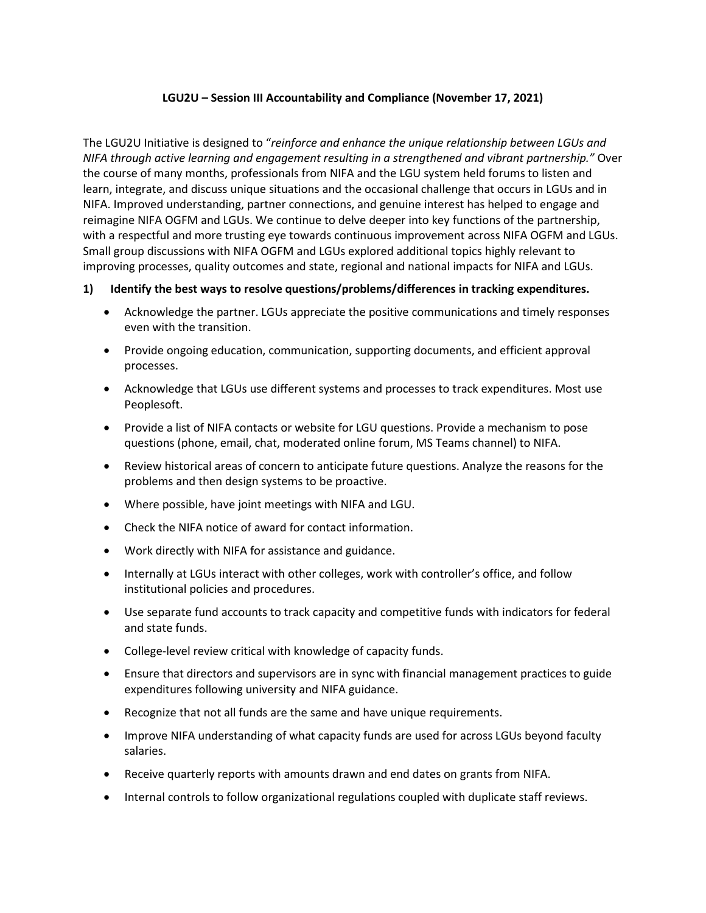**LGU2U – Session III Accountability and Compliance (November 17, 2021)**

The LGU2U Initiative is designed to "*reinforce and enhance the unique relationship between LGUs and NIFA through active learning and engagement resulting in a strengthened and vibrant partnership.*" Over the course of many months, professionals from NIFA and the LGU system held forums to listen and learn, integrate, and discuss unique situations and the occasional challenge that occurs in LGUs and in NIFA. Improved understanding, partner connections, and genuine interest has helped to engage and reimagine NIFA OGFM and LGUs. We continue to delve deeper into key functions of the partnership, with a respectful and more trusting eye towards continuous improvement across NIFA OGFM and LGUs. Small group discussions with NIFA OGFM and LGUs explored additional topics highly relevant to improving processes, quality outcomes and state, regional and national impacts for NIFA and LGUs.

**1) Identify the best ways to resolve questions/problems/differences in tracking expenditures.**

- Acknowledge the partner. LGUs appreciate the positive communications and timely responses even with the transition.
- Provide ongoing education, communication, supporting documents, and efficient approval processes.
- Acknowledge that LGUs use different systems and processes to track expenditures. Most use Peoplesoft.
- Provide a list of NIFA contacts or website for LGU questions. Provide a mechanism to pose questions (phone, email, chat, moderated online forum, MS Teams channel) to NIFA.
- Review historical areas of concern to anticipate future questions. Analyze the reasons for the problems and then design systems to be proactive.
- Where possible, have joint meetings with NIFA and LGU.
- Check the NIFA notice of award for contact information.
- Work directly with NIFA for assistance and guidance.
- Internally at LGUs interact with other colleges, work with controller's office, and follow institutional policies and procedures.
- Use separate fund accounts to track capacity and competitive funds with indicators for federal and state funds.
- College-level review critical with knowledge of capacity funds.
- Ensure that directors and supervisors are in sync with financial management practices to guide expenditures following university and NIFA guidance.
- Recognize that not all funds are the same and have unique requirements.
- Improve NIFA understanding of what capacity funds are used for across LGUs beyond faculty salaries.
- Receive quarterly reports with amounts drawn and end dates on grants from NIFA.
- Internal controls to follow organizational regulations coupled with duplicate staff reviews.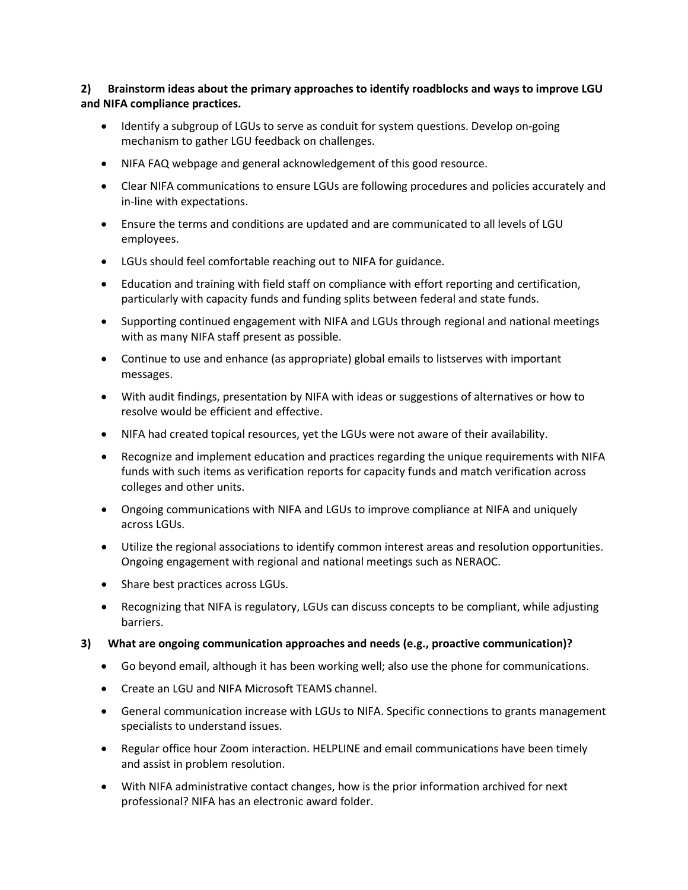**2) Brainstorm ideas about the primary approaches to identify roadblocks and ways to improve LGU and NIFA compliance practices.**

- Identify a subgroup of LGUs to serve as conduit for system questions. Develop on-going mechanism to gather LGU feedback on challenges.
- NIFA FAQ webpage and general acknowledgement of this good resource.
- Clear NIFA communications to ensure LGUs are following procedures and policies accurately and in-line with expectations.
- Ensure the terms and conditions are updated and are communicated to all levels of LGU employees.
- LGUs should feel comfortable reaching out to NIFA for guidance.
- Education and training with field staff on compliance with effort reporting and certification, particularly with capacity funds and funding splits between federal and state funds.
- Supporting continued engagement with NIFA and LGUs through regional and national meetings with as many NIFA staff present as possible.
- Continue to use and enhance (as appropriate) global emails to listserves with important messages.
- With audit findings, presentation by NIFA with ideas or suggestions of alternatives or how to resolve would be efficient and effective.
- NIFA had created topical resources, yet the LGUs were not aware of their availability.
- Recognize and implement education and practices regarding the unique requirements with NIFA funds with such items as verification reports for capacity funds and match verification across colleges and other units.
- Ongoing communications with NIFA and LGUs to improve compliance at NIFA and uniquely across LGUs.
- Utilize the regional associations to identify common interest areas and resolution opportunities. Ongoing engagement with regional and national meetings such as NERAOC.
- Share best practices across LGUs.
- Recognizing that NIFA is regulatory, LGUs can discuss concepts to be compliant, while adjusting barriers.

**3) What are ongoing communication approaches and needs (e.g., proactive communication)?**

- Go beyond email, although it has been working well; also use the phone for communications.
- Create an LGU and NIFA Microsoft TEAMS channel.
- General communication increase with LGUs to NIFA. Specific connections to grants management specialists to understand issues.
- Regular office hour Zoom interaction. HELPLINE and email communications have been timely and assist in problem resolution.
- With NIFA administrative contact changes, how is the prior information archived for next professional? NIFA has an electronic award folder.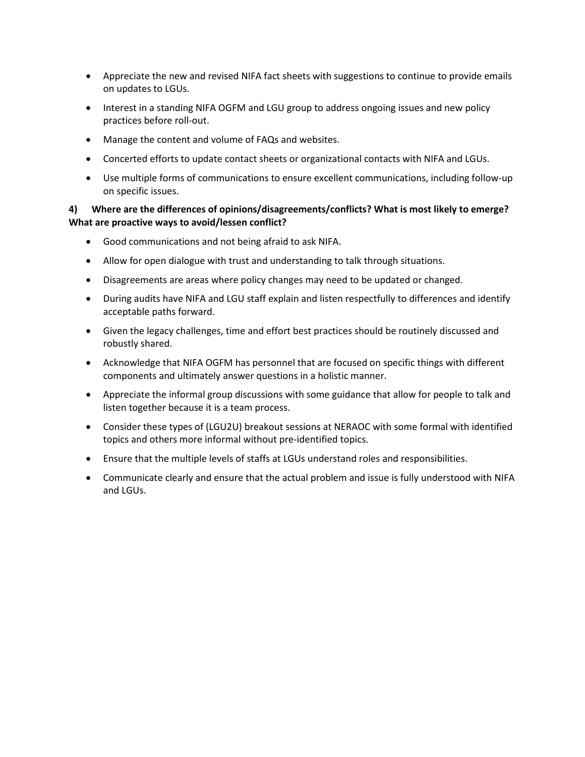- Appreciate the new and revised NIFA fact sheets with suggestions to continue to provide emails on updates to LGUs.
- Interest in a standing NIFA OGFM and LGU group to address ongoing issues and new policy practices before roll-out.
- Manage the content and volume of FAQs and websites.
- Concerted efforts to update contact sheets or organizational contacts with NIFA and LGUs.
- Use multiple forms of communications to ensure excellent communications, including follow-up on specific issues.

**4) Where are the differences of opinions/disagreements/conflicts? What is most likely to emerge? What are proactive ways to avoid/lessen conflict?**

- Good communications and not being afraid to ask NIFA.
- Allow for open dialogue with trust and understanding to talk through situations.
- Disagreements are areas where policy changes may need to be updated or changed.
- During audits have NIFA and LGU staff explain and listen respectfully to differences and identify acceptable paths forward.
- Given the legacy challenges, time and effort best practices should be routinely discussed and robustly shared.
- Acknowledge that NIFA OGFM has personnel that are focused on specific things with different components and ultimately answer questions in a holistic manner.
- Appreciate the informal group discussions with some guidance that allow for people to talk and listen together because it is a team process.
- Consider these types of (LGU2U) breakout sessions at NERAOC with some formal with identified topics and others more informal without pre-identified topics.
- Ensure that the multiple levels of staffs at LGUs understand roles and responsibilities.
- Communicate clearly and ensure that the actual problem and issue is fully understood with NIFA and LGUs.